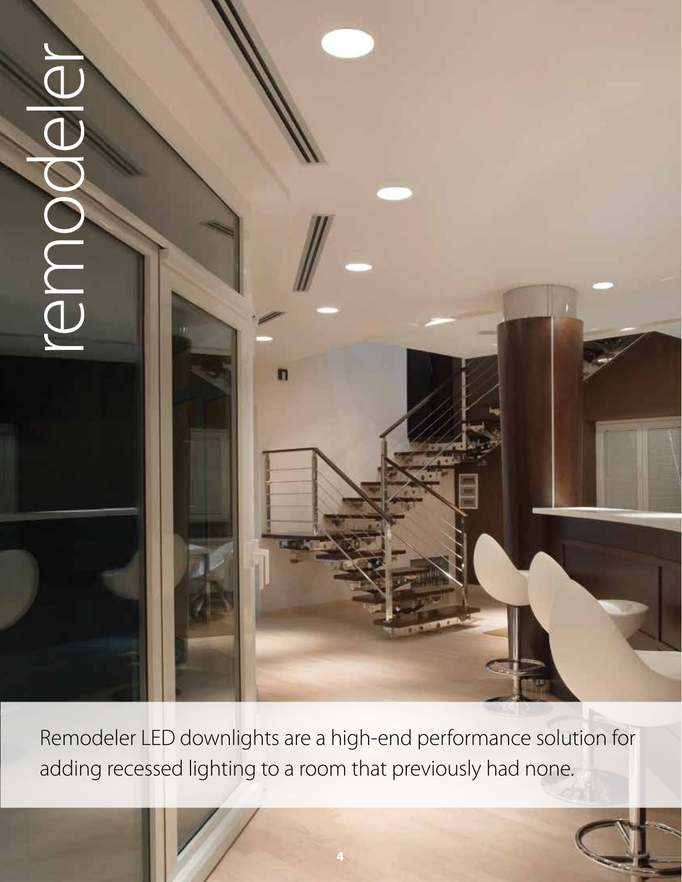# remodeler

Remodeler LED downlights are a high-end performance solution for adding recessed lighting to a room that previously had none.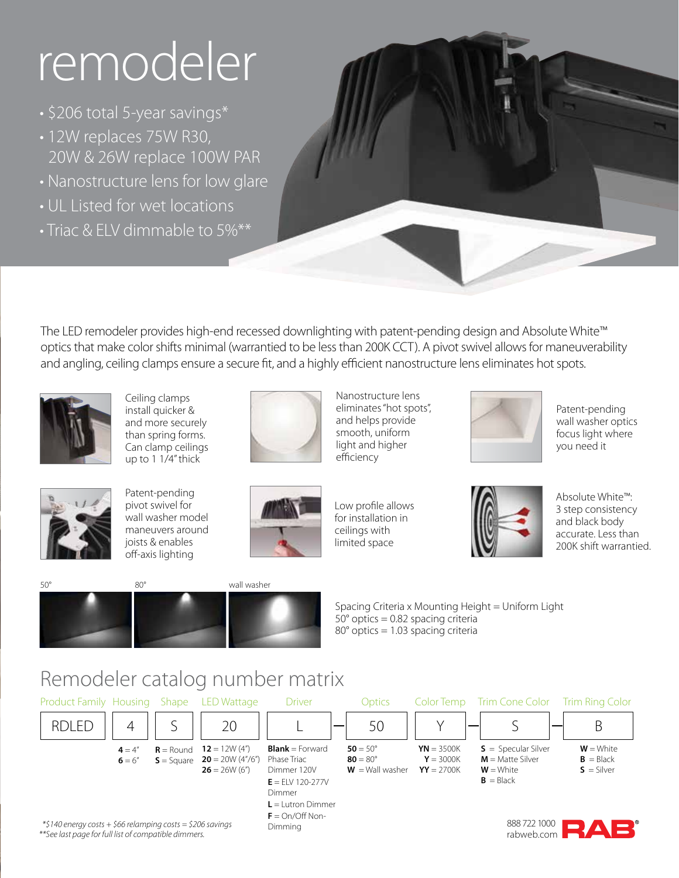# remodeler

- $206 total 5-year savings*
- 12W replaces 75W R30, 20W & 26W replace 100W PAR
- Nanostructure lens for low glare
- UL Listed for wet locations
- Triac & ELV dimmable to 5%**

The LED remodeler provides high-end recessed downlighting with patent-pending design and Absolute White™ optics that make color shifts minimal (warrantied to be less than 200K CCT). A pivot swivel allows for maneuverability and angling, ceiling clamps ensure a secure fit, and a highly efficient nanostructure lens eliminates hot spots.

Ceiling clamps install quicker & and more securely than spring forms. Can clamp ceilings up to 1 1/4" thick

Nanostructure lens eliminates "hot spots", and helps provide smooth, uniform light and higher efficiency

Patent-pending wall washer optics focus light where you need it

Patent-pending pivot swivel for wall washer model maneuvers around joists & enables off-axis lighting

Low profile allows for installation in ceilings with limited space

Absolute White™: 3 step consistency and black body accurate. Less than 200K shift warrantied.

50° | 80° | wall washer

Spacing Criteria x Mounting Height = Uniform Light
50° optics = 0.82 spacing criteria
80° optics = 1.03 spacing criteria

## Remodeler catalog number matrix

| Product Family | Housing | Shape | LED Wattage | Driver | Optics | Color Temp | Trim Cone Color | Trim Ring Color |
|---|---|---|---|---|---|---|---|---|
| RDLED | 4 | S | 20 | L | 50 | Y | S | B |
| | **4** = 4"<br>**6** = 6" | **R** = Round<br>**S** = Square | **12** = 12W (4")<br>**20** = 20W (4"/6")<br>**26** = 26W (6") | **Blank** = Forward Phase Triac Dimmer 120V<br>**E** = ELV 120-277V Dimmer<br>**L** = Lutron Dimmer<br>**F** = On/Off Non-Dimming | **50** = 50°<br>**80** = 80°<br>**W** = Wall washer | **YN** = 3500K<br>**Y** = 3000K<br>**YY** = 2700K | **S** = Specular Silver<br>**M** = Matte Silver<br>**W** = White<br>**B** = Black | **W** = White<br>**B** = Black<br>**S** = Silver |

*\*$140 energy costs + $66 relamping costs = $206 savings*
*\*\*See last page for full list of compatible dimmers.*

888 722 1000
rabweb.com
RAB®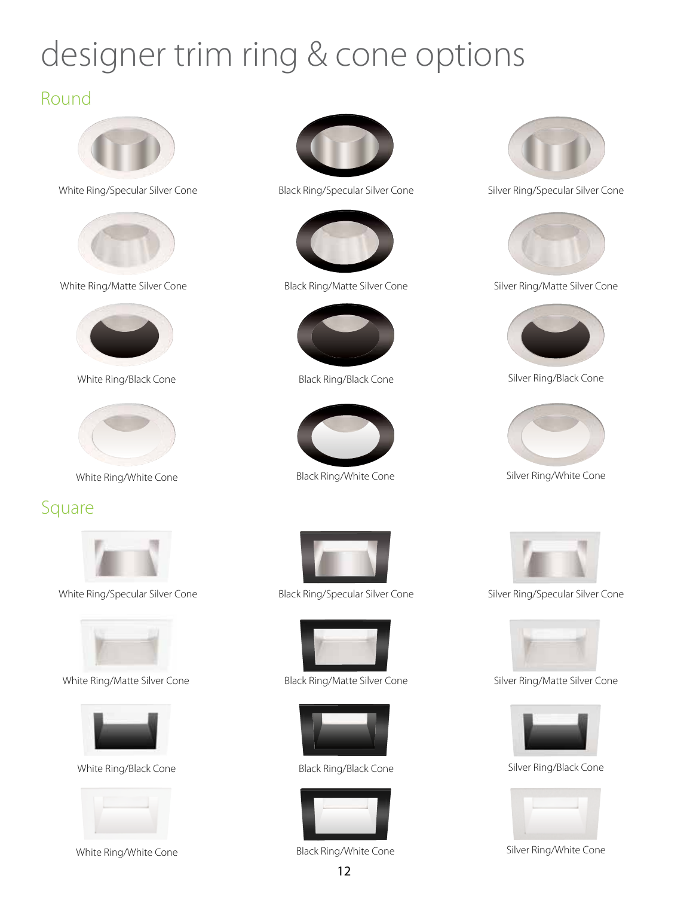# designer trim ring & cone options

## Round

White Ring/Specular Silver Cone

Black Ring/Specular Silver Cone

Silver Ring/Specular Silver Cone

White Ring/Matte Silver Cone

Black Ring/Matte Silver Cone

Silver Ring/Matte Silver Cone

White Ring/Black Cone

Black Ring/Black Cone

Silver Ring/Black Cone

White Ring/White Cone

Black Ring/White Cone

Silver Ring/White Cone

## Square

White Ring/Specular Silver Cone

Black Ring/Specular Silver Cone

Silver Ring/Specular Silver Cone

White Ring/Matte Silver Cone

Black Ring/Matte Silver Cone

Silver Ring/Matte Silver Cone

White Ring/Black Cone

Black Ring/Black Cone

Silver Ring/Black Cone

White Ring/White Cone

Black Ring/White Cone

Silver Ring/White Cone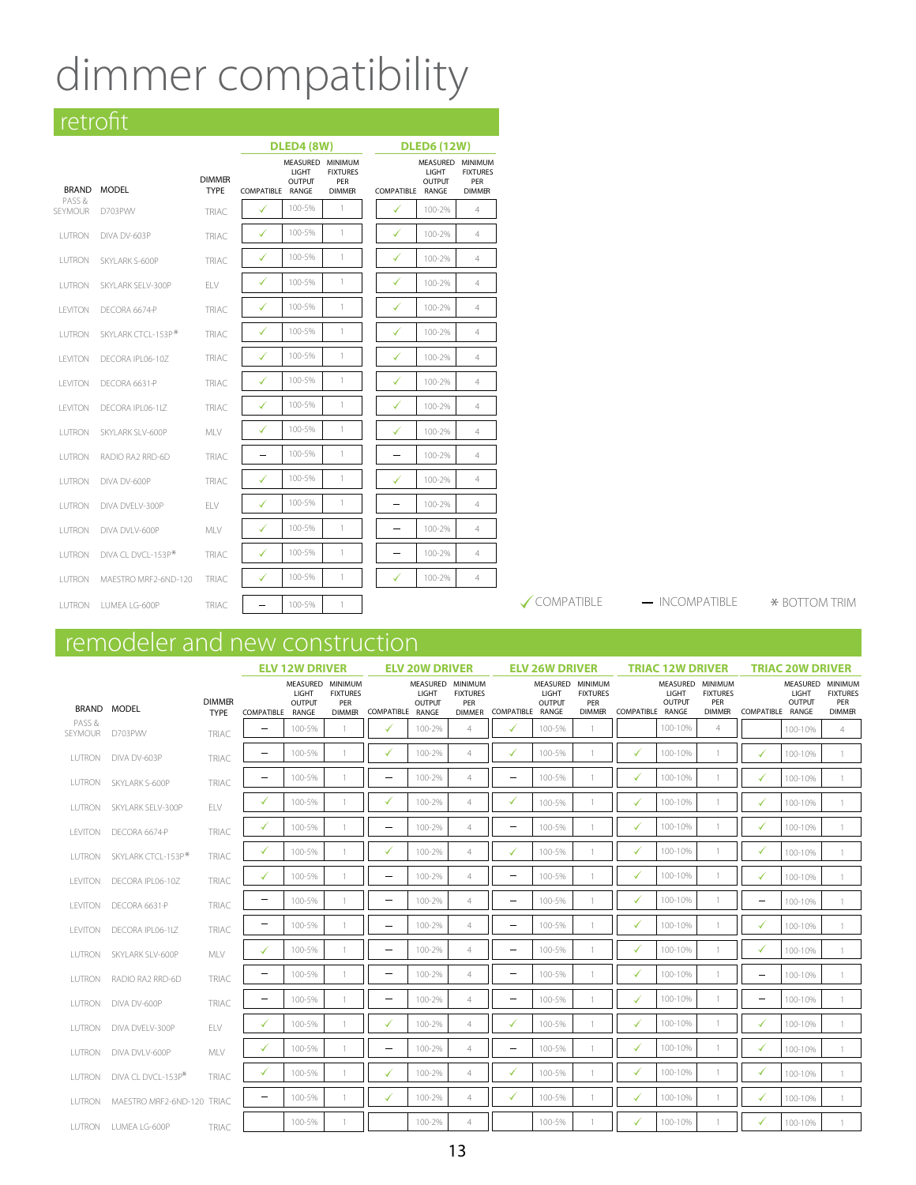# dimmer compatibility

## retrofit

| | | | DLED4 (8W) | | | DLED6 (12W) | | |
|---|---|---|---|---|---|---|---|---|
| BRAND | MODEL | DIMMER TYPE | COMPATIBLE | MEASURED LIGHT OUTPUT RANGE | MINIMUM FIXTURES PER DIMMER | COMPATIBLE | MEASURED LIGHT OUTPUT RANGE | MINIMUM FIXTURES PER DIMMER |
| PASS & SEYMOUR | D703PWW | TRIAC | ✓ | 100-5% | 1 | ✓ | 100-2% | 4 |
| LUTRON | DIVA DV-603P | TRIAC | ✓ | 100-5% | 1 | ✓ | 100-2% | 4 |
| LUTRON | SKYLARK S-600P | TRIAC | ✓ | 100-5% | 1 | ✓ | 100-2% | 4 |
| LUTRON | SKYLARK SELV-300P | ELV | ✓ | 100-5% | 1 | ✓ | 100-2% | 4 |
| LEVITON | DECORA 6674-P | TRIAC | ✓ | 100-5% | 1 | ✓ | 100-2% | 4 |
| LUTRON | SKYLARK CTCL-153P* | TRIAC | ✓ | 100-5% | 1 | ✓ | 100-2% | 4 |
| LEVITON | DECORA IPL06-10Z | TRIAC | ✓ | 100-5% | 1 | ✓ | 100-2% | 4 |
| LEVITON | DECORA 6631-P | TRIAC | ✓ | 100-5% | 1 | ✓ | 100-2% | 4 |
| LEVITON | DECORA IPL06-1LZ | TRIAC | ✓ | 100-5% | 1 | ✓ | 100-2% | 4 |
| LUTRON | SKYLARK SLV-600P | MLV | ✓ | 100-5% | 1 | ✓ | 100-2% | 4 |
| LUTRON | RADIO RA2 RRD-6D | TRIAC | – | 100-5% | 1 | – | 100-2% | 4 |
| LUTRON | DIVA DV-600P | TRIAC | ✓ | 100-5% | 1 | ✓ | 100-2% | 4 |
| LUTRON | DIVA DVELV-300P | ELV | ✓ | 100-5% | 1 | – | 100-2% | 4 |
| LUTRON | DIVA DVLV-600P | MLV | ✓ | 100-5% | 1 | – | 100-2% | 4 |
| LUTRON | DIVA CL DVCL-153P* | TRIAC | ✓ | 100-5% | 1 | – | 100-2% | 4 |
| LUTRON | MAESTRO MRF2-6ND-120 | TRIAC | ✓ | 100-5% | 1 | ✓ | 100-2% | 4 |
| LUTRON | LUMEA LG-600P | TRIAC | – | 100-5% | 1 | | | |

✓ COMPATIBLE — INCOMPATIBLE * BOTTOM TRIM

## remodeler and new construction

| | | | ELV 12W DRIVER | | | ELV 20W DRIVER | | | ELV 26W DRIVER | | | TRIAC 12W DRIVER | | | TRIAC 20W DRIVER | | |
|---|---|---|---|---|---|---|---|---|---|---|---|---|---|---|---|---|---|
| BRAND | MODEL | DIMMER TYPE | COMPATIBLE | MEASURED LIGHT OUTPUT RANGE | MINIMUM FIXTURES PER DIMMER | COMPATIBLE | MEASURED LIGHT OUTPUT RANGE | MINIMUM FIXTURES PER DIMMER | COMPATIBLE | MEASURED LIGHT OUTPUT RANGE | MINIMUM FIXTURES PER DIMMER | COMPATIBLE | MEASURED LIGHT OUTPUT RANGE | MINIMUM FIXTURES PER DIMMER | COMPATIBLE | MEASURED LIGHT OUTPUT RANGE | MINIMUM FIXTURES PER DIMMER |
| PASS & SEYMOUR | D703PWW | TRIAC | – | 100-5% | 1 | ✓ | 100-2% | 4 | ✓ | 100-5% | 1 | | 100-10% | 4 | | 100-10% | 4 |
| LUTRON | DIVA DV-603P | TRIAC | – | 100-5% | 1 | ✓ | 100-2% | 4 | ✓ | 100-5% | 1 | ✓ | 100-10% | 1 | ✓ | 100-10% | 1 |
| LUTRON | SKYLARK S-600P | TRIAC | – | 100-5% | 1 | – | 100-2% | 4 | – | 100-5% | 1 | ✓ | 100-10% | 1 | ✓ | 100-10% | 1 |
| LUTRON | SKYLARK SELV-300P | ELV | ✓ | 100-5% | 1 | ✓ | 100-2% | 4 | ✓ | 100-5% | 1 | ✓ | 100-10% | 1 | ✓ | 100-10% | 1 |
| LEVITON | DECORA 6674-P | TRIAC | ✓ | 100-5% | 1 | – | 100-2% | 4 | – | 100-5% | 1 | ✓ | 100-10% | 1 | ✓ | 100-10% | 1 |
| LUTRON | SKYLARK CTCL-153P* | TRIAC | ✓ | 100-5% | 1 | ✓ | 100-2% | 4 | ✓ | 100-5% | 1 | ✓ | 100-10% | 1 | ✓ | 100-10% | 1 |
| LEVITON | DECORA IPL06-10Z | TRIAC | ✓ | 100-5% | 1 | – | 100-2% | 4 | – | 100-5% | 1 | ✓ | 100-10% | 1 | ✓ | 100-10% | 1 |
| LEVITON | DECORA 6631-P | TRIAC | – | 100-5% | 1 | – | 100-2% | 4 | – | 100-5% | 1 | ✓ | 100-10% | 1 | – | 100-10% | 1 |
| LEVITON | DECORA IPL06-1LZ | TRIAC | – | 100-5% | 1 | – | 100-2% | 4 | – | 100-5% | 1 | ✓ | 100-10% | 1 | ✓ | 100-10% | 1 |
| LUTRON | SKYLARK SLV-600P | MLV | ✓ | 100-5% | 1 | – | 100-2% | 4 | – | 100-5% | 1 | ✓ | 100-10% | 1 | ✓ | 100-10% | 1 |
| LUTRON | RADIO RA2 RRD-6D | TRIAC | – | 100-5% | 1 | – | 100-2% | 4 | – | 100-5% | 1 | ✓ | 100-10% | 1 | – | 100-10% | 1 |
| LUTRON | DIVA DV-600P | TRIAC | – | 100-5% | 1 | – | 100-2% | 4 | – | 100-5% | 1 | ✓ | 100-10% | 1 | – | 100-10% | 1 |
| LUTRON | DIVA DVELV-300P | ELV | ✓ | 100-5% | 1 | ✓ | 100-2% | 4 | ✓ | 100-5% | 1 | ✓ | 100-10% | 1 | ✓ | 100-10% | 1 |
| LUTRON | DIVA DVLV-600P | MLV | ✓ | 100-5% | 1 | – | 100-2% | 4 | – | 100-5% | 1 | ✓ | 100-10% | 1 | ✓ | 100-10% | 1 |
| LUTRON | DIVA CL DVCL-153P* | TRIAC | ✓ | 100-5% | 1 | ✓ | 100-2% | 4 | ✓ | 100-5% | 1 | ✓ | 100-10% | 1 | ✓ | 100-10% | 1 |
| LUTRON | MAESTRO MRF2-6ND-120 | TRIAC | – | 100-5% | 1 | ✓ | 100-2% | 4 | ✓ | 100-5% | 1 | ✓ | 100-10% | 1 | ✓ | 100-10% | 1 |
| LUTRON | LUMEA LG-600P | TRIAC | | 100-5% | 1 | | 100-2% | 4 | | 100-5% | 1 | ✓ | 100-10% | 1 | ✓ | 100-10% | 1 |